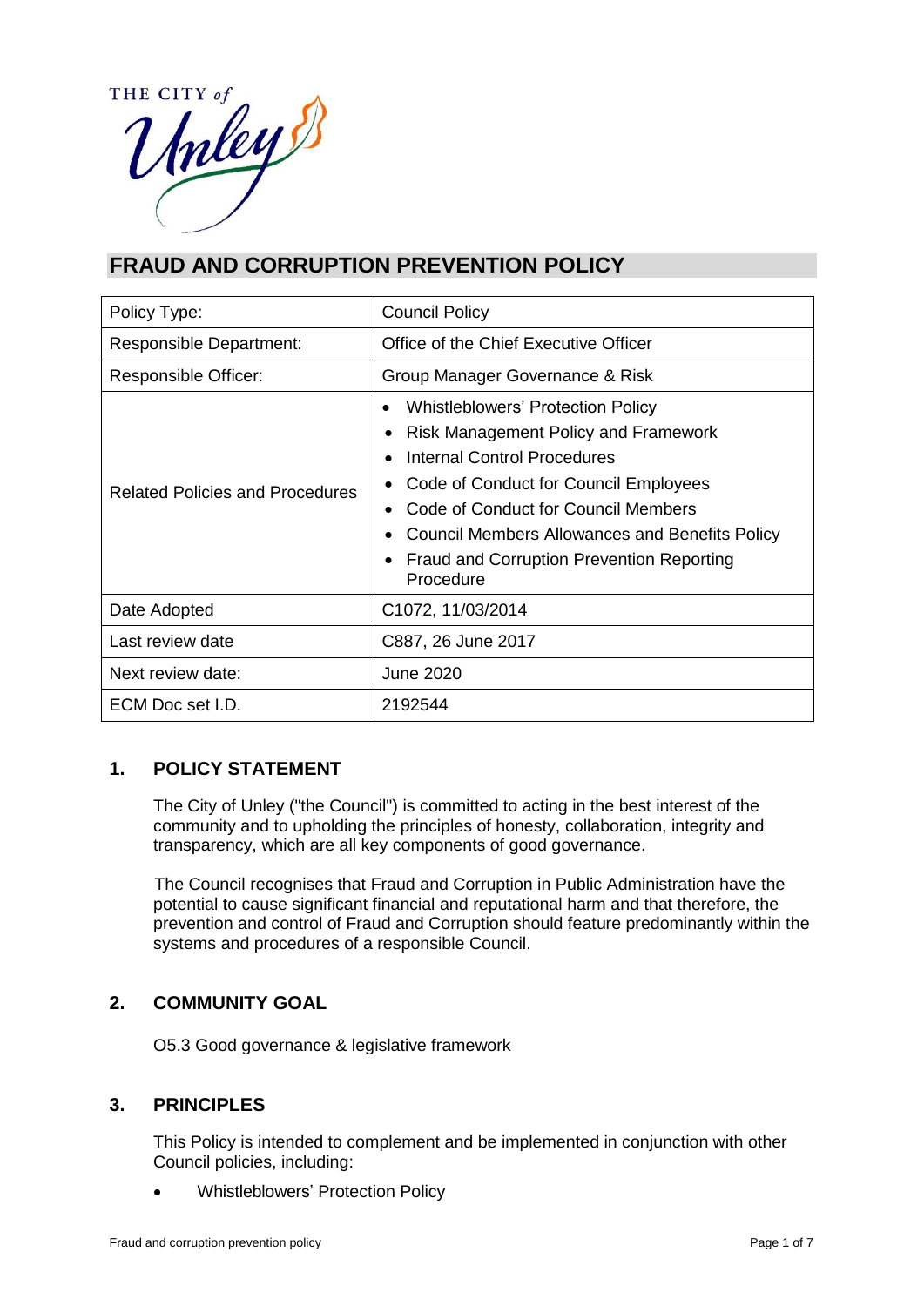# FRAUD AND CORRUPTION PREVENTION POLICY

| Policy Type: | Council Policy |
|---|---|
| Responsible Department: | Office of the Chief Executive Officer |
| Responsible Officer: | Group Manager Governance & Risk |
| Related Policies and Procedures | • Whistleblowers' Protection Policy<br>• Risk Management Policy and Framework<br>• Internal Control Procedures<br>• Code of Conduct for Council Employees<br>• Code of Conduct for Council Members<br>• Council Members Allowances and Benefits Policy<br>• Fraud and Corruption Prevention Reporting Procedure |
| Date Adopted | C1072, 11/03/2014 |
| Last review date | C887, 26 June 2017 |
| Next review date: | June 2020 |
| ECM Doc set I.D. | 2192544 |

## 1. POLICY STATEMENT

The City of Unley ("the Council") is committed to acting in the best interest of the community and to upholding the principles of honesty, collaboration, integrity and transparency, which are all key components of good governance.

The Council recognises that Fraud and Corruption in Public Administration have the potential to cause significant financial and reputational harm and that therefore, the prevention and control of Fraud and Corruption should feature predominantly within the systems and procedures of a responsible Council.

## 2. COMMUNITY GOAL

O5.3 Good governance & legislative framework

## 3. PRINCIPLES

This Policy is intended to complement and be implemented in conjunction with other Council policies, including:

- Whistleblowers' Protection Policy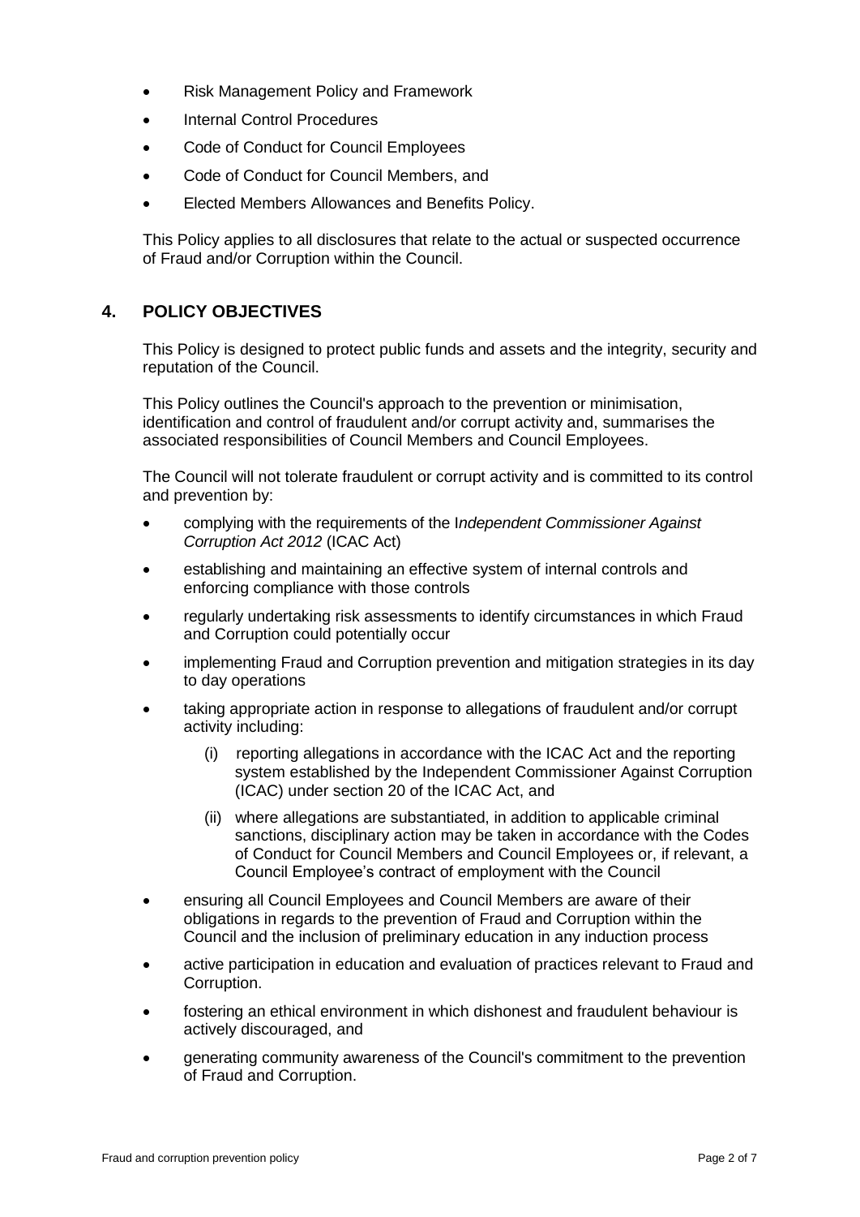- Risk Management Policy and Framework
- Internal Control Procedures
- Code of Conduct for Council Employees
- Code of Conduct for Council Members, and
- Elected Members Allowances and Benefits Policy.

This Policy applies to all disclosures that relate to the actual or suspected occurrence of Fraud and/or Corruption within the Council.

## 4. POLICY OBJECTIVES

This Policy is designed to protect public funds and assets and the integrity, security and reputation of the Council.

This Policy outlines the Council's approach to the prevention or minimisation, identification and control of fraudulent and/or corrupt activity and, summarises the associated responsibilities of Council Members and Council Employees.

The Council will not tolerate fraudulent or corrupt activity and is committed to its control and prevention by:

- complying with the requirements of the I*ndependent Commissioner Against Corruption Act 2012* (ICAC Act)
- establishing and maintaining an effective system of internal controls and enforcing compliance with those controls
- regularly undertaking risk assessments to identify circumstances in which Fraud and Corruption could potentially occur
- implementing Fraud and Corruption prevention and mitigation strategies in its day to day operations
- taking appropriate action in response to allegations of fraudulent and/or corrupt activity including:
    - (i) reporting allegations in accordance with the ICAC Act and the reporting system established by the Independent Commissioner Against Corruption (ICAC) under section 20 of the ICAC Act, and
    - (ii) where allegations are substantiated, in addition to applicable criminal sanctions, disciplinary action may be taken in accordance with the Codes of Conduct for Council Members and Council Employees or, if relevant, a Council Employee's contract of employment with the Council
- ensuring all Council Employees and Council Members are aware of their obligations in regards to the prevention of Fraud and Corruption within the Council and the inclusion of preliminary education in any induction process
- active participation in education and evaluation of practices relevant to Fraud and Corruption.
- fostering an ethical environment in which dishonest and fraudulent behaviour is actively discouraged, and
- generating community awareness of the Council's commitment to the prevention of Fraud and Corruption.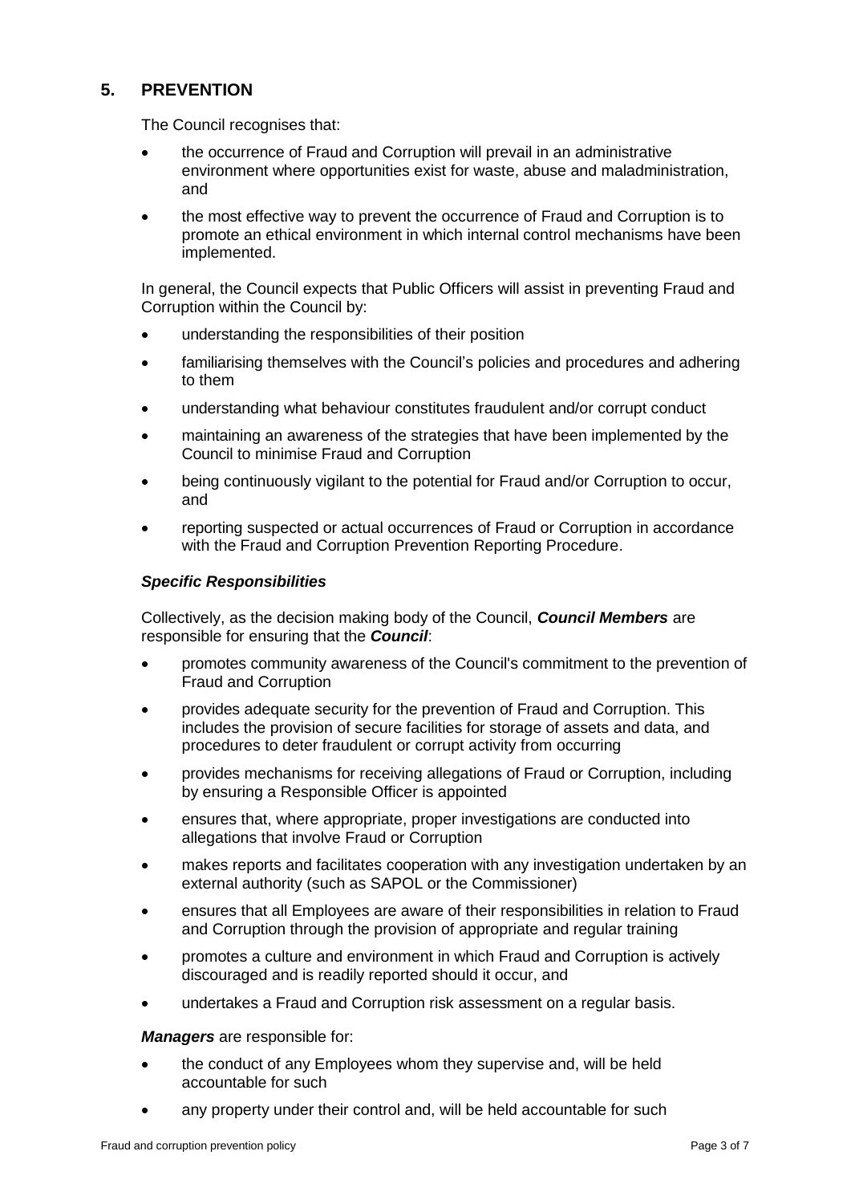## 5. PREVENTION

The Council recognises that:

- the occurrence of Fraud and Corruption will prevail in an administrative environment where opportunities exist for waste, abuse and maladministration, and
- the most effective way to prevent the occurrence of Fraud and Corruption is to promote an ethical environment in which internal control mechanisms have been implemented.

In general, the Council expects that Public Officers will assist in preventing Fraud and Corruption within the Council by:

- understanding the responsibilities of their position
- familiarising themselves with the Council's policies and procedures and adhering to them
- understanding what behaviour constitutes fraudulent and/or corrupt conduct
- maintaining an awareness of the strategies that have been implemented by the Council to minimise Fraud and Corruption
- being continuously vigilant to the potential for Fraud and/or Corruption to occur, and
- reporting suspected or actual occurrences of Fraud or Corruption in accordance with the Fraud and Corruption Prevention Reporting Procedure.

### *Specific Responsibilities*

Collectively, as the decision making body of the Council, ***Council Members*** are responsible for ensuring that the ***Council***:

- promotes community awareness of the Council's commitment to the prevention of Fraud and Corruption
- provides adequate security for the prevention of Fraud and Corruption. This includes the provision of secure facilities for storage of assets and data, and procedures to deter fraudulent or corrupt activity from occurring
- provides mechanisms for receiving allegations of Fraud or Corruption, including by ensuring a Responsible Officer is appointed
- ensures that, where appropriate, proper investigations are conducted into allegations that involve Fraud or Corruption
- makes reports and facilitates cooperation with any investigation undertaken by an external authority (such as SAPOL or the Commissioner)
- ensures that all Employees are aware of their responsibilities in relation to Fraud and Corruption through the provision of appropriate and regular training
- promotes a culture and environment in which Fraud and Corruption is actively discouraged and is readily reported should it occur, and
- undertakes a Fraud and Corruption risk assessment on a regular basis.

***Managers*** are responsible for:

- the conduct of any Employees whom they supervise and, will be held accountable for such
- any property under their control and, will be held accountable for such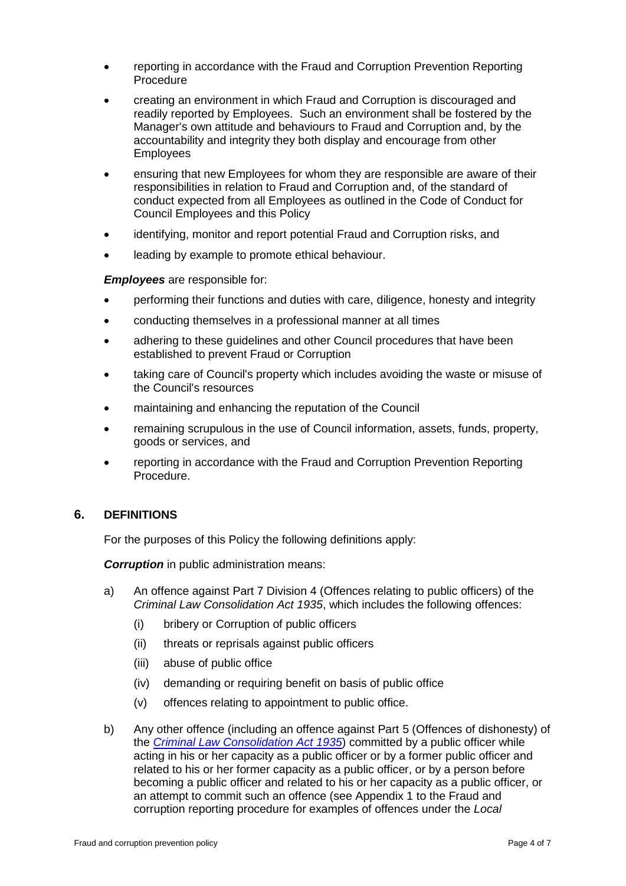- reporting in accordance with the Fraud and Corruption Prevention Reporting Procedure
- creating an environment in which Fraud and Corruption is discouraged and readily reported by Employees. Such an environment shall be fostered by the Manager's own attitude and behaviours to Fraud and Corruption and, by the accountability and integrity they both display and encourage from other Employees
- ensuring that new Employees for whom they are responsible are aware of their responsibilities in relation to Fraud and Corruption and, of the standard of conduct expected from all Employees as outlined in the Code of Conduct for Council Employees and this Policy
- identifying, monitor and report potential Fraud and Corruption risks, and
- leading by example to promote ethical behaviour.

***Employees*** are responsible for:

- performing their functions and duties with care, diligence, honesty and integrity
- conducting themselves in a professional manner at all times
- adhering to these guidelines and other Council procedures that have been established to prevent Fraud or Corruption
- taking care of Council's property which includes avoiding the waste or misuse of the Council's resources
- maintaining and enhancing the reputation of the Council
- remaining scrupulous in the use of Council information, assets, funds, property, goods or services, and
- reporting in accordance with the Fraud and Corruption Prevention Reporting Procedure.

## 6. DEFINITIONS

For the purposes of this Policy the following definitions apply:

***Corruption*** in public administration means:

a) An offence against Part 7 Division 4 (Offences relating to public officers) of the *Criminal Law Consolidation Act 1935*, which includes the following offences:

   (i) bribery or Corruption of public officers

   (ii) threats or reprisals against public officers

   (iii) abuse of public office

   (iv) demanding or requiring benefit on basis of public office

   (v) offences relating to appointment to public office.

b) Any other offence (including an offence against Part 5 (Offences of dishonesty) of the *Criminal Law Consolidation Act 1935*) committed by a public officer while acting in his or her capacity as a public officer or by a former public officer and related to his or her former capacity as a public officer, or by a person before becoming a public officer and related to his or her capacity as a public officer, or an attempt to commit such an offence (see Appendix 1 to the Fraud and corruption reporting procedure for examples of offences under the *Local*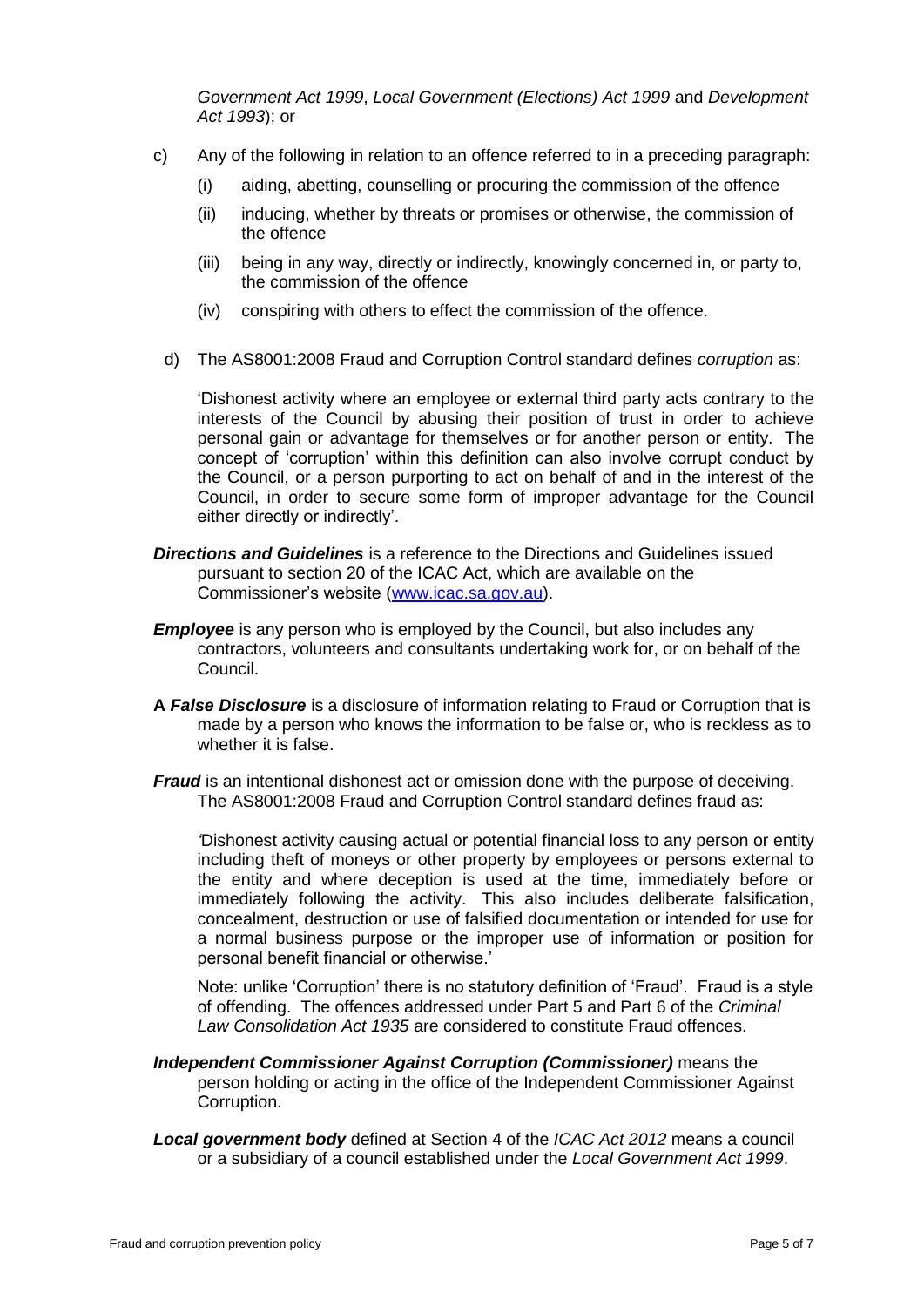*Government Act 1999*, *Local Government (Elections) Act 1999* and *Development Act 1993*); or

c) Any of the following in relation to an offence referred to in a preceding paragraph:

   (i) aiding, abetting, counselling or procuring the commission of the offence

   (ii) inducing, whether by threats or promises or otherwise, the commission of the offence

   (iii) being in any way, directly or indirectly, knowingly concerned in, or party to, the commission of the offence

   (iv) conspiring with others to effect the commission of the offence.

d) The AS8001:2008 Fraud and Corruption Control standard defines *corruption* as:

   'Dishonest activity where an employee or external third party acts contrary to the interests of the Council by abusing their position of trust in order to achieve personal gain or advantage for themselves or for another person or entity. The concept of 'corruption' within this definition can also involve corrupt conduct by the Council, or a person purporting to act on behalf of and in the interest of the Council, in order to secure some form of improper advantage for the Council either directly or indirectly'.

***Directions and Guidelines*** is a reference to the Directions and Guidelines issued pursuant to section 20 of the ICAC Act, which are available on the Commissioner's website (www.icac.sa.gov.au).

***Employee*** is any person who is employed by the Council, but also includes any contractors, volunteers and consultants undertaking work for, or on behalf of the Council.

**A *False Disclosure*** is a disclosure of information relating to Fraud or Corruption that is made by a person who knows the information to be false or, who is reckless as to whether it is false.

***Fraud*** is an intentional dishonest act or omission done with the purpose of deceiving. The AS8001:2008 Fraud and Corruption Control standard defines fraud as:

'Dishonest activity causing actual or potential financial loss to any person or entity including theft of moneys or other property by employees or persons external to the entity and where deception is used at the time, immediately before or immediately following the activity. This also includes deliberate falsification, concealment, destruction or use of falsified documentation or intended for use for a normal business purpose or the improper use of information or position for personal benefit financial or otherwise.'

Note: unlike 'Corruption' there is no statutory definition of 'Fraud'. Fraud is a style of offending. The offences addressed under Part 5 and Part 6 of the *Criminal Law Consolidation Act 1935* are considered to constitute Fraud offences.

***Independent Commissioner Against Corruption (Commissioner)*** means the person holding or acting in the office of the Independent Commissioner Against Corruption.

***Local government body*** defined at Section 4 of the *ICAC Act 2012* means a council or a subsidiary of a council established under the *Local Government Act 1999*.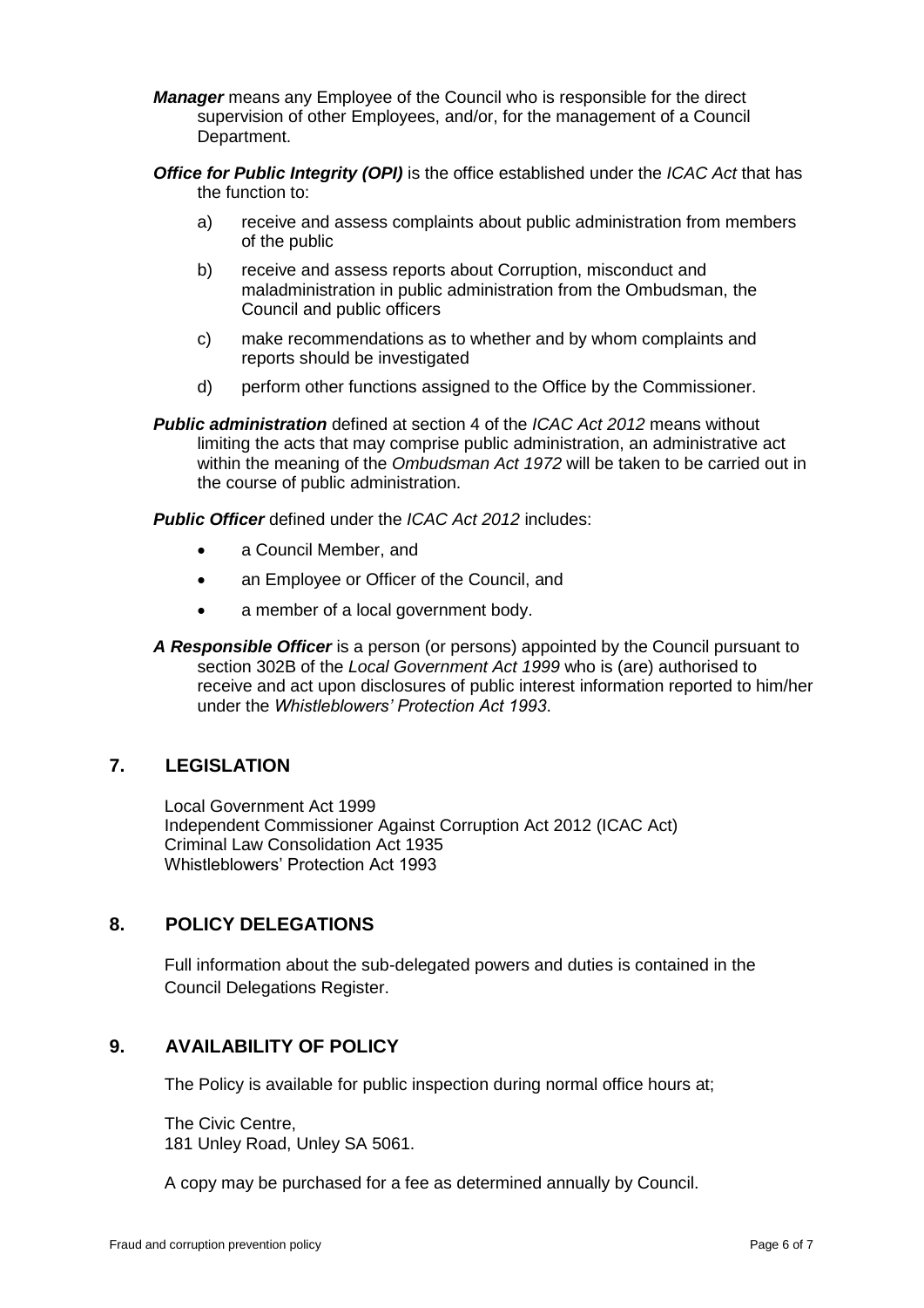***Manager*** means any Employee of the Council who is responsible for the direct supervision of other Employees, and/or, for the management of a Council Department.

***Office for Public Integrity (OPI)*** is the office established under the *ICAC Act* that has the function to:

a) receive and assess complaints about public administration from members of the public

b) receive and assess reports about Corruption, misconduct and maladministration in public administration from the Ombudsman, the Council and public officers

c) make recommendations as to whether and by whom complaints and reports should be investigated

d) perform other functions assigned to the Office by the Commissioner.

***Public administration*** defined at section 4 of the *ICAC Act 2012* means without limiting the acts that may comprise public administration, an administrative act within the meaning of the *Ombudsman Act 1972* will be taken to be carried out in the course of public administration.

***Public Officer*** defined under the *ICAC Act 2012* includes:

- a Council Member, and
- an Employee or Officer of the Council, and
- a member of a local government body.

***A Responsible Officer*** is a person (or persons) appointed by the Council pursuant to section 302B of the *Local Government Act 1999* who is (are) authorised to receive and act upon disclosures of public interest information reported to him/her under the *Whistleblowers' Protection Act 1993*.

## 7. LEGISLATION

Local Government Act 1999
Independent Commissioner Against Corruption Act 2012 (ICAC Act)
Criminal Law Consolidation Act 1935
Whistleblowers' Protection Act 1993

## 8. POLICY DELEGATIONS

Full information about the sub-delegated powers and duties is contained in the Council Delegations Register.

## 9. AVAILABILITY OF POLICY

The Policy is available for public inspection during normal office hours at;

The Civic Centre,
181 Unley Road, Unley SA 5061.

A copy may be purchased for a fee as determined annually by Council.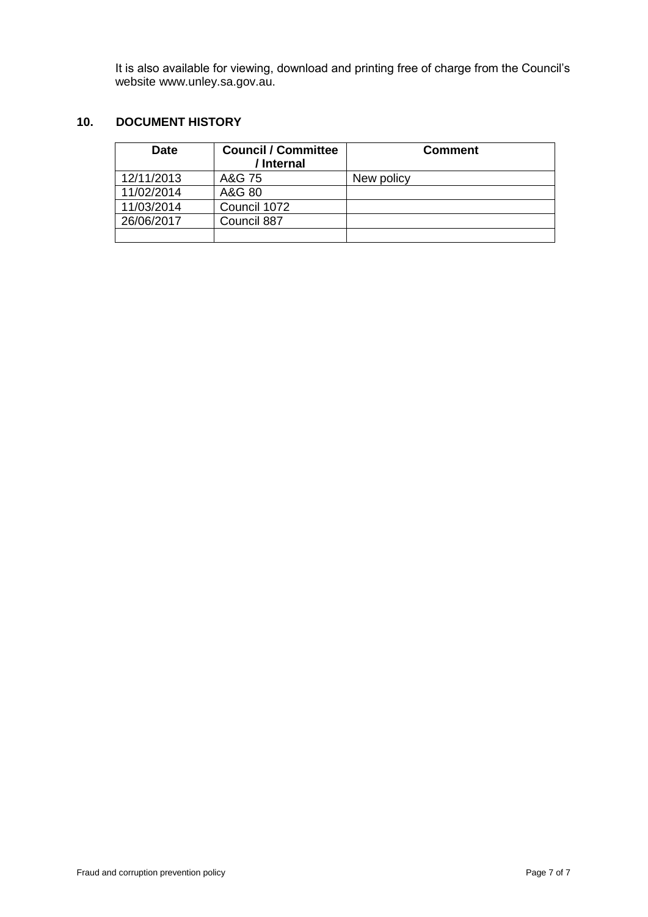It is also available for viewing, download and printing free of charge from the Council's website www.unley.sa.gov.au.

## 10. DOCUMENT HISTORY

| Date | Council / Committee / Internal | Comment |
|---|---|---|
| 12/11/2013 | A&G 75 | New policy |
| 11/02/2014 | A&G 80 | |
| 11/03/2014 | Council 1072 | |
| 26/06/2017 | Council 887 | |
| | | |